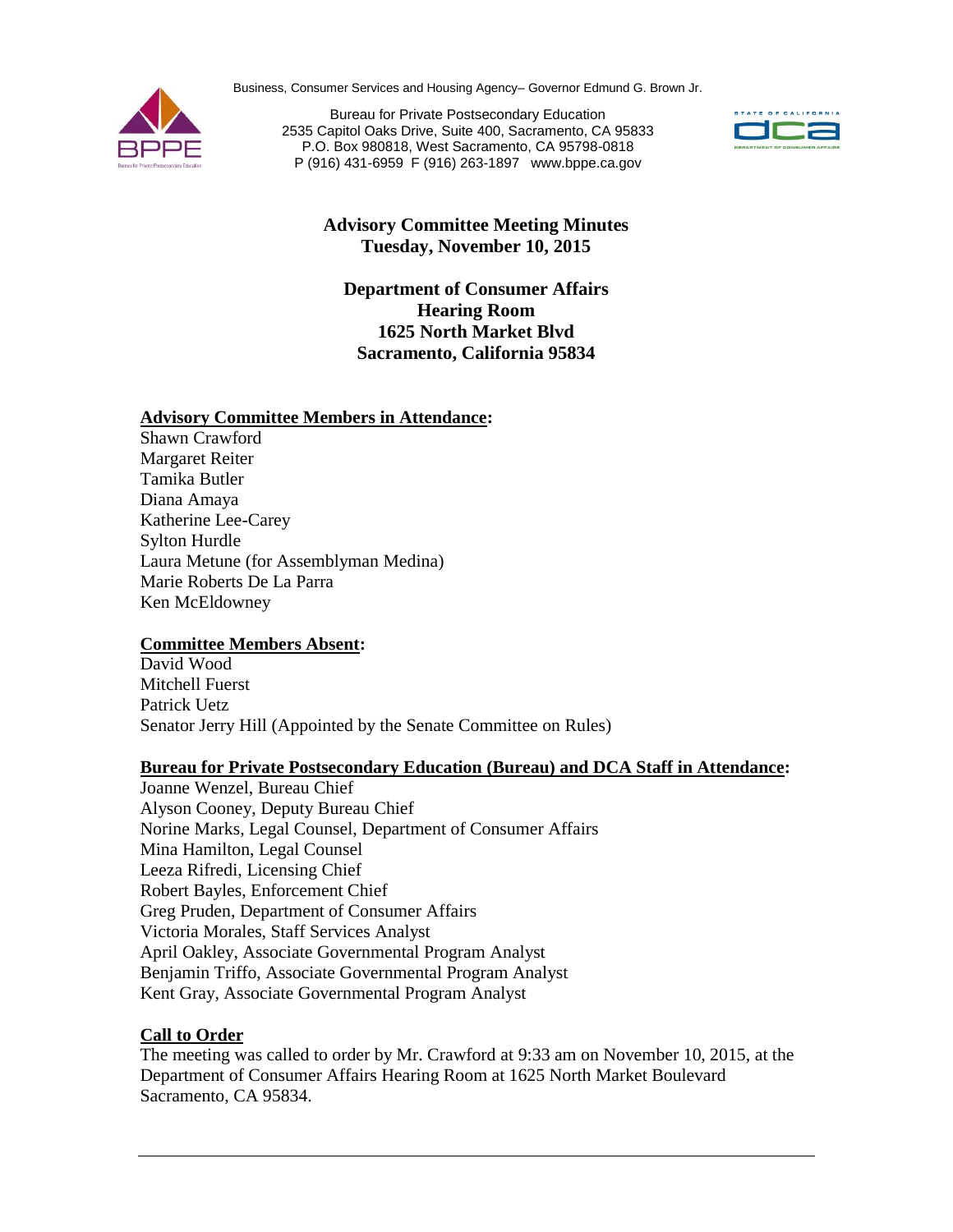Business, Consumer Services and Housing Agency– Governor Edmund G. Brown Jr.

Bureau for Private Postsecondary Education
2535 Capitol Oaks Drive, Suite 400, Sacramento, CA 95833
P.O. Box 980818, West Sacramento, CA 95798-0818
P (916) 431-6959 F (916) 263-1897 www.bppe.ca.gov

# Advisory Committee Meeting Minutes
## Tuesday, November 10, 2015

**Department of Consumer Affairs**
**Hearing Room**
**1625 North Market Blvd**
**Sacramento, California 95834**

**Advisory Committee Members in Attendance:**

Shawn Crawford
Margaret Reiter
Tamika Butler
Diana Amaya
Katherine Lee-Carey
Sylton Hurdle
Laura Metune (for Assemblyman Medina)
Marie Roberts De La Parra
Ken McEldowney

**Committee Members Absent:**

David Wood
Mitchell Fuerst
Patrick Uetz
Senator Jerry Hill (Appointed by the Senate Committee on Rules)

**Bureau for Private Postsecondary Education (Bureau) and DCA Staff in Attendance:**

Joanne Wenzel, Bureau Chief
Alyson Cooney, Deputy Bureau Chief
Norine Marks, Legal Counsel, Department of Consumer Affairs
Mina Hamilton, Legal Counsel
Leeza Rifredi, Licensing Chief
Robert Bayles, Enforcement Chief
Greg Pruden, Department of Consumer Affairs
Victoria Morales, Staff Services Analyst
April Oakley, Associate Governmental Program Analyst
Benjamin Triffo, Associate Governmental Program Analyst
Kent Gray, Associate Governmental Program Analyst

**Call to Order**

The meeting was called to order by Mr. Crawford at 9:33 am on November 10, 2015, at the Department of Consumer Affairs Hearing Room at 1625 North Market Boulevard Sacramento, CA 95834.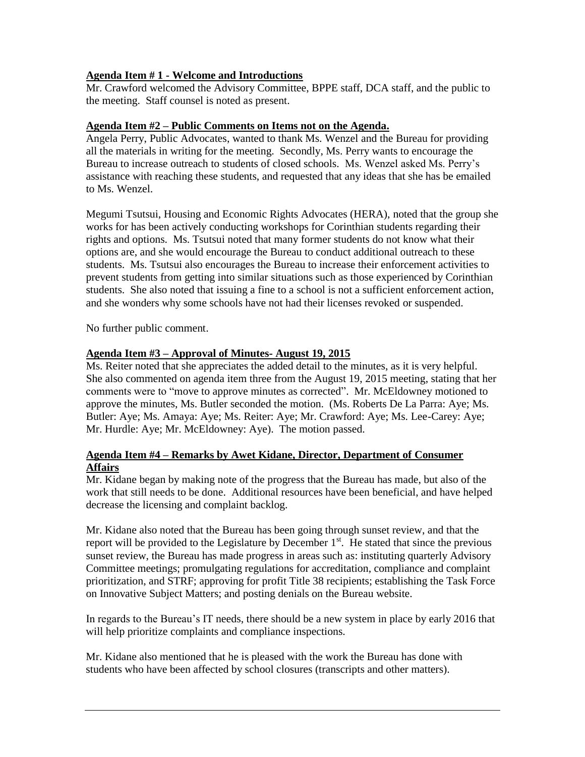**Agenda Item # 1 - Welcome and Introductions**

Mr. Crawford welcomed the Advisory Committee, BPPE staff, DCA staff, and the public to the meeting. Staff counsel is noted as present.

**Agenda Item #2 – Public Comments on Items not on the Agenda.**

Angela Perry, Public Advocates, wanted to thank Ms. Wenzel and the Bureau for providing all the materials in writing for the meeting. Secondly, Ms. Perry wants to encourage the Bureau to increase outreach to students of closed schools. Ms. Wenzel asked Ms. Perry's assistance with reaching these students, and requested that any ideas that she has be emailed to Ms. Wenzel.

Megumi Tsutsui, Housing and Economic Rights Advocates (HERA), noted that the group she works for has been actively conducting workshops for Corinthian students regarding their rights and options. Ms. Tsutsui noted that many former students do not know what their options are, and she would encourage the Bureau to conduct additional outreach to these students. Ms. Tsutsui also encourages the Bureau to increase their enforcement activities to prevent students from getting into similar situations such as those experienced by Corinthian students. She also noted that issuing a fine to a school is not a sufficient enforcement action, and she wonders why some schools have not had their licenses revoked or suspended.

No further public comment.

**Agenda Item #3 – Approval of Minutes- August 19, 2015**

Ms. Reiter noted that she appreciates the added detail to the minutes, as it is very helpful. She also commented on agenda item three from the August 19, 2015 meeting, stating that her comments were to "move to approve minutes as corrected". Mr. McEldowney motioned to approve the minutes, Ms. Butler seconded the motion. (Ms. Roberts De La Parra: Aye; Ms. Butler: Aye; Ms. Amaya: Aye; Ms. Reiter: Aye; Mr. Crawford: Aye; Ms. Lee-Carey: Aye; Mr. Hurdle: Aye; Mr. McEldowney: Aye). The motion passed.

**Agenda Item #4 – Remarks by Awet Kidane, Director, Department of Consumer Affairs**

Mr. Kidane began by making note of the progress that the Bureau has made, but also of the work that still needs to be done. Additional resources have been beneficial, and have helped decrease the licensing and complaint backlog.

Mr. Kidane also noted that the Bureau has been going through sunset review, and that the report will be provided to the Legislature by December 1st. He stated that since the previous sunset review, the Bureau has made progress in areas such as: instituting quarterly Advisory Committee meetings; promulgating regulations for accreditation, compliance and complaint prioritization, and STRF; approving for profit Title 38 recipients; establishing the Task Force on Innovative Subject Matters; and posting denials on the Bureau website.

In regards to the Bureau's IT needs, there should be a new system in place by early 2016 that will help prioritize complaints and compliance inspections.

Mr. Kidane also mentioned that he is pleased with the work the Bureau has done with students who have been affected by school closures (transcripts and other matters).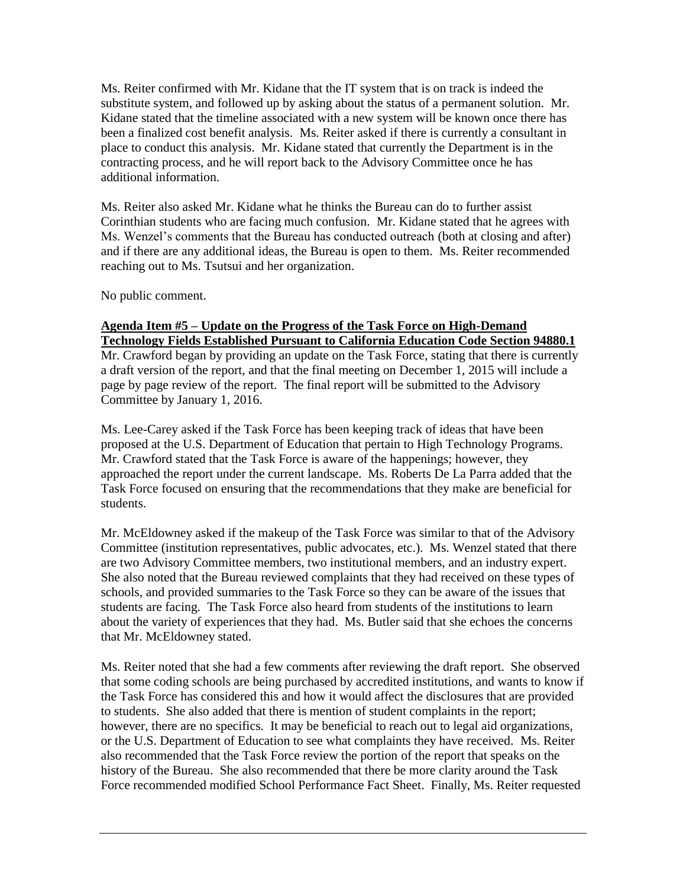Ms. Reiter confirmed with Mr. Kidane that the IT system that is on track is indeed the substitute system, and followed up by asking about the status of a permanent solution. Mr. Kidane stated that the timeline associated with a new system will be known once there has been a finalized cost benefit analysis. Ms. Reiter asked if there is currently a consultant in place to conduct this analysis. Mr. Kidane stated that currently the Department is in the contracting process, and he will report back to the Advisory Committee once he has additional information.

Ms. Reiter also asked Mr. Kidane what he thinks the Bureau can do to further assist Corinthian students who are facing much confusion. Mr. Kidane stated that he agrees with Ms. Wenzel's comments that the Bureau has conducted outreach (both at closing and after) and if there are any additional ideas, the Bureau is open to them. Ms. Reiter recommended reaching out to Ms. Tsutsui and her organization.

No public comment.

**Agenda Item #5 – Update on the Progress of the Task Force on High-Demand Technology Fields Established Pursuant to California Education Code Section 94880.1**

Mr. Crawford began by providing an update on the Task Force, stating that there is currently a draft version of the report, and that the final meeting on December 1, 2015 will include a page by page review of the report. The final report will be submitted to the Advisory Committee by January 1, 2016.

Ms. Lee-Carey asked if the Task Force has been keeping track of ideas that have been proposed at the U.S. Department of Education that pertain to High Technology Programs. Mr. Crawford stated that the Task Force is aware of the happenings; however, they approached the report under the current landscape. Ms. Roberts De La Parra added that the Task Force focused on ensuring that the recommendations that they make are beneficial for students.

Mr. McEldowney asked if the makeup of the Task Force was similar to that of the Advisory Committee (institution representatives, public advocates, etc.). Ms. Wenzel stated that there are two Advisory Committee members, two institutional members, and an industry expert. She also noted that the Bureau reviewed complaints that they had received on these types of schools, and provided summaries to the Task Force so they can be aware of the issues that students are facing. The Task Force also heard from students of the institutions to learn about the variety of experiences that they had. Ms. Butler said that she echoes the concerns that Mr. McEldowney stated.

Ms. Reiter noted that she had a few comments after reviewing the draft report. She observed that some coding schools are being purchased by accredited institutions, and wants to know if the Task Force has considered this and how it would affect the disclosures that are provided to students. She also added that there is mention of student complaints in the report; however, there are no specifics. It may be beneficial to reach out to legal aid organizations, or the U.S. Department of Education to see what complaints they have received. Ms. Reiter also recommended that the Task Force review the portion of the report that speaks on the history of the Bureau. She also recommended that there be more clarity around the Task Force recommended modified School Performance Fact Sheet. Finally, Ms. Reiter requested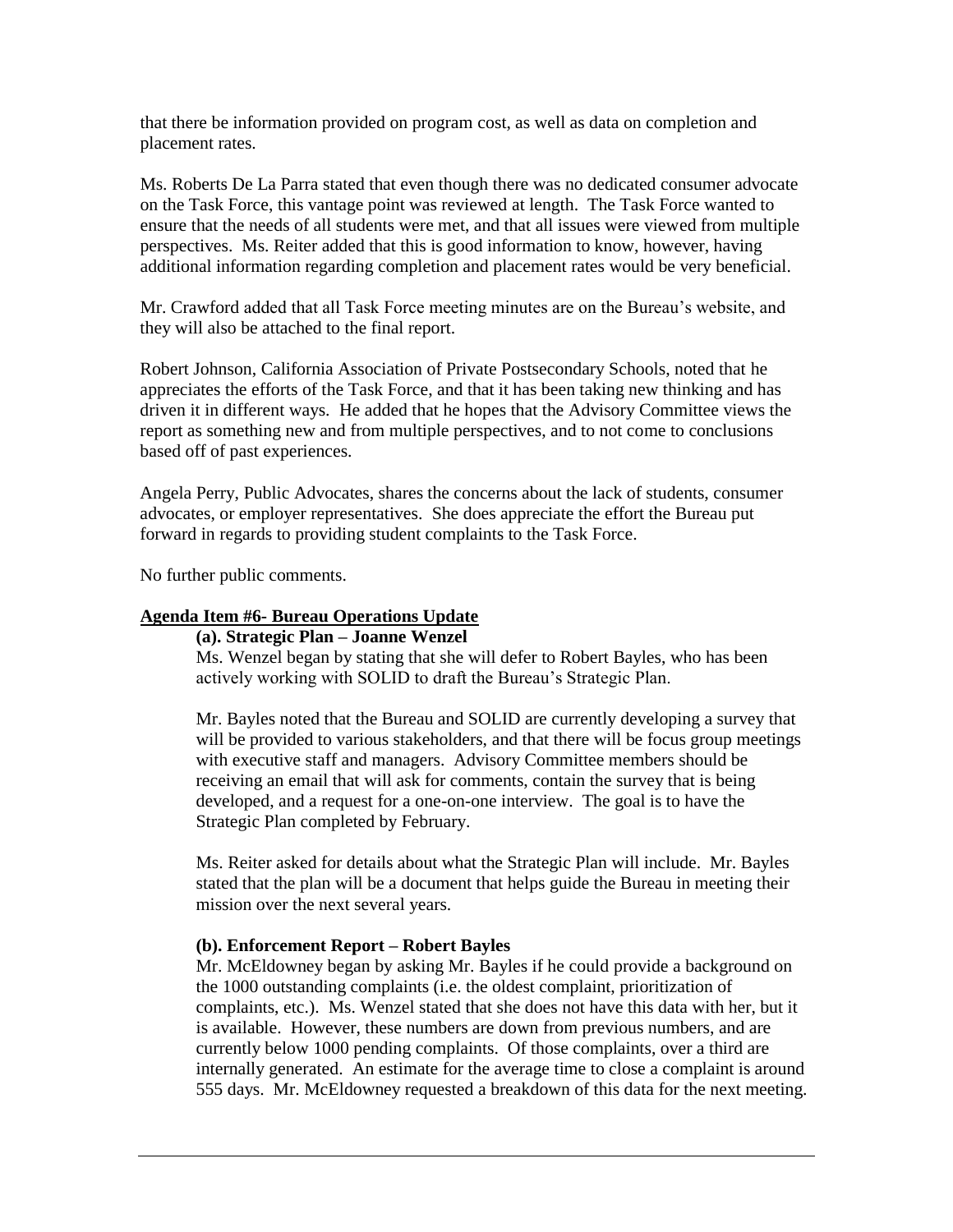that there be information provided on program cost, as well as data on completion and placement rates.

Ms. Roberts De La Parra stated that even though there was no dedicated consumer advocate on the Task Force, this vantage point was reviewed at length. The Task Force wanted to ensure that the needs of all students were met, and that all issues were viewed from multiple perspectives. Ms. Reiter added that this is good information to know, however, having additional information regarding completion and placement rates would be very beneficial.

Mr. Crawford added that all Task Force meeting minutes are on the Bureau's website, and they will also be attached to the final report.

Robert Johnson, California Association of Private Postsecondary Schools, noted that he appreciates the efforts of the Task Force, and that it has been taking new thinking and has driven it in different ways. He added that he hopes that the Advisory Committee views the report as something new and from multiple perspectives, and to not come to conclusions based off of past experiences.

Angela Perry, Public Advocates, shares the concerns about the lack of students, consumer advocates, or employer representatives. She does appreciate the effort the Bureau put forward in regards to providing student complaints to the Task Force.

No further public comments.

**Agenda Item #6- Bureau Operations Update**

**(a). Strategic Plan – Joanne Wenzel**

Ms. Wenzel began by stating that she will defer to Robert Bayles, who has been actively working with SOLID to draft the Bureau's Strategic Plan.

Mr. Bayles noted that the Bureau and SOLID are currently developing a survey that will be provided to various stakeholders, and that there will be focus group meetings with executive staff and managers. Advisory Committee members should be receiving an email that will ask for comments, contain the survey that is being developed, and a request for a one-on-one interview. The goal is to have the Strategic Plan completed by February.

Ms. Reiter asked for details about what the Strategic Plan will include. Mr. Bayles stated that the plan will be a document that helps guide the Bureau in meeting their mission over the next several years.

**(b). Enforcement Report – Robert Bayles**

Mr. McEldowney began by asking Mr. Bayles if he could provide a background on the 1000 outstanding complaints (i.e. the oldest complaint, prioritization of complaints, etc.). Ms. Wenzel stated that she does not have this data with her, but it is available. However, these numbers are down from previous numbers, and are currently below 1000 pending complaints. Of those complaints, over a third are internally generated. An estimate for the average time to close a complaint is around 555 days. Mr. McEldowney requested a breakdown of this data for the next meeting.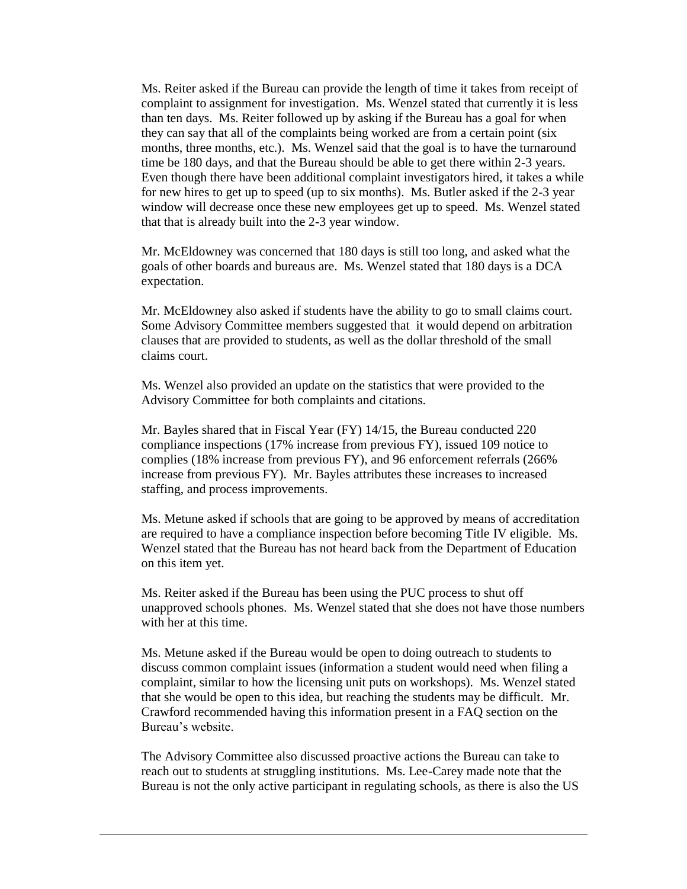Ms. Reiter asked if the Bureau can provide the length of time it takes from receipt of complaint to assignment for investigation. Ms. Wenzel stated that currently it is less than ten days. Ms. Reiter followed up by asking if the Bureau has a goal for when they can say that all of the complaints being worked are from a certain point (six months, three months, etc.). Ms. Wenzel said that the goal is to have the turnaround time be 180 days, and that the Bureau should be able to get there within 2-3 years. Even though there have been additional complaint investigators hired, it takes a while for new hires to get up to speed (up to six months). Ms. Butler asked if the 2-3 year window will decrease once these new employees get up to speed. Ms. Wenzel stated that that is already built into the 2-3 year window.

Mr. McEldowney was concerned that 180 days is still too long, and asked what the goals of other boards and bureaus are. Ms. Wenzel stated that 180 days is a DCA expectation.

Mr. McEldowney also asked if students have the ability to go to small claims court. Some Advisory Committee members suggested that it would depend on arbitration clauses that are provided to students, as well as the dollar threshold of the small claims court.

Ms. Wenzel also provided an update on the statistics that were provided to the Advisory Committee for both complaints and citations.

Mr. Bayles shared that in Fiscal Year (FY) 14/15, the Bureau conducted 220 compliance inspections (17% increase from previous FY), issued 109 notice to complies (18% increase from previous FY), and 96 enforcement referrals (266% increase from previous FY). Mr. Bayles attributes these increases to increased staffing, and process improvements.

Ms. Metune asked if schools that are going to be approved by means of accreditation are required to have a compliance inspection before becoming Title IV eligible. Ms. Wenzel stated that the Bureau has not heard back from the Department of Education on this item yet.

Ms. Reiter asked if the Bureau has been using the PUC process to shut off unapproved schools phones. Ms. Wenzel stated that she does not have those numbers with her at this time.

Ms. Metune asked if the Bureau would be open to doing outreach to students to discuss common complaint issues (information a student would need when filing a complaint, similar to how the licensing unit puts on workshops). Ms. Wenzel stated that she would be open to this idea, but reaching the students may be difficult. Mr. Crawford recommended having this information present in a FAQ section on the Bureau's website.

The Advisory Committee also discussed proactive actions the Bureau can take to reach out to students at struggling institutions. Ms. Lee-Carey made note that the Bureau is not the only active participant in regulating schools, as there is also the US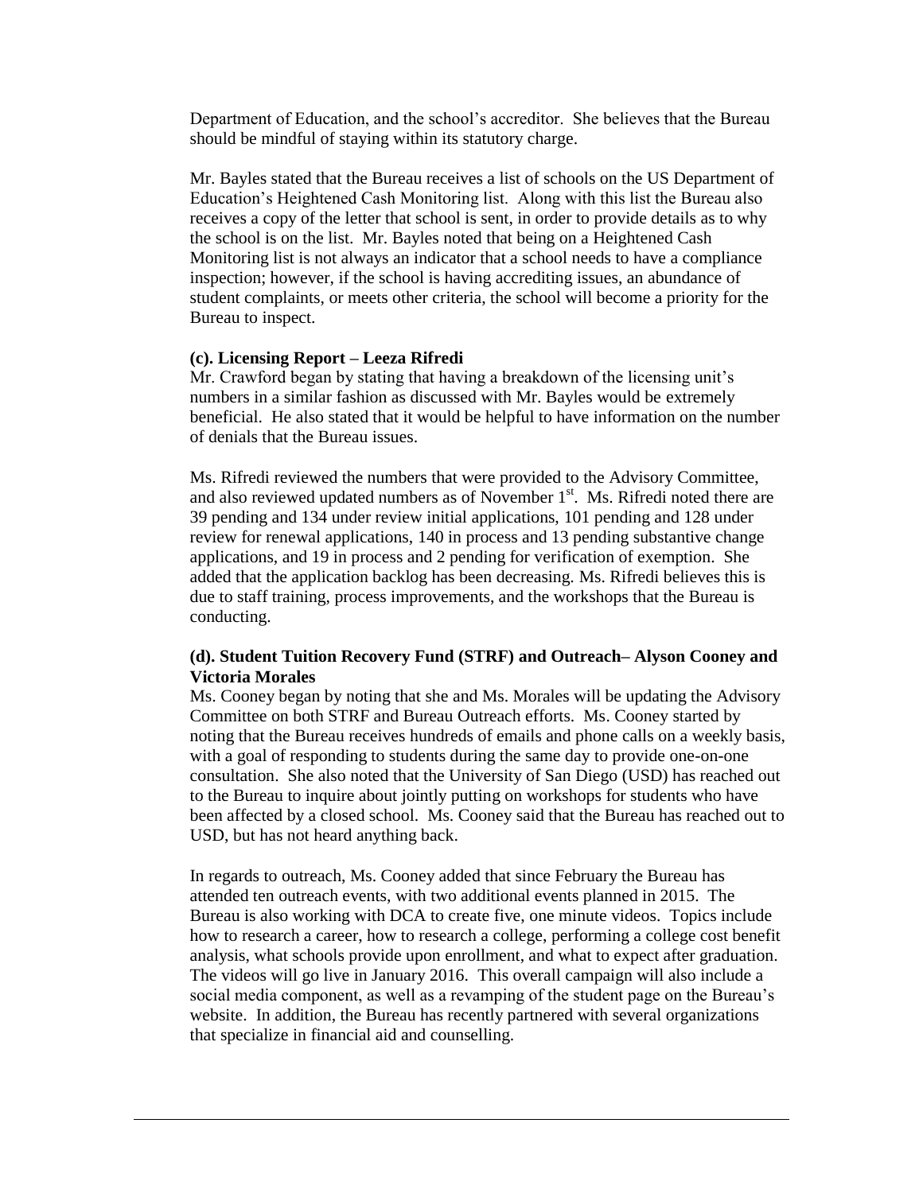Department of Education, and the school's accreditor. She believes that the Bureau should be mindful of staying within its statutory charge.

Mr. Bayles stated that the Bureau receives a list of schools on the US Department of Education's Heightened Cash Monitoring list. Along with this list the Bureau also receives a copy of the letter that school is sent, in order to provide details as to why the school is on the list. Mr. Bayles noted that being on a Heightened Cash Monitoring list is not always an indicator that a school needs to have a compliance inspection; however, if the school is having accrediting issues, an abundance of student complaints, or meets other criteria, the school will become a priority for the Bureau to inspect.

**(c). Licensing Report – Leeza Rifredi**

Mr. Crawford began by stating that having a breakdown of the licensing unit's numbers in a similar fashion as discussed with Mr. Bayles would be extremely beneficial. He also stated that it would be helpful to have information on the number of denials that the Bureau issues.

Ms. Rifredi reviewed the numbers that were provided to the Advisory Committee, and also reviewed updated numbers as of November 1st. Ms. Rifredi noted there are 39 pending and 134 under review initial applications, 101 pending and 128 under review for renewal applications, 140 in process and 13 pending substantive change applications, and 19 in process and 2 pending for verification of exemption. She added that the application backlog has been decreasing. Ms. Rifredi believes this is due to staff training, process improvements, and the workshops that the Bureau is conducting.

**(d). Student Tuition Recovery Fund (STRF) and Outreach– Alyson Cooney and Victoria Morales**

Ms. Cooney began by noting that she and Ms. Morales will be updating the Advisory Committee on both STRF and Bureau Outreach efforts. Ms. Cooney started by noting that the Bureau receives hundreds of emails and phone calls on a weekly basis, with a goal of responding to students during the same day to provide one-on-one consultation. She also noted that the University of San Diego (USD) has reached out to the Bureau to inquire about jointly putting on workshops for students who have been affected by a closed school. Ms. Cooney said that the Bureau has reached out to USD, but has not heard anything back.

In regards to outreach, Ms. Cooney added that since February the Bureau has attended ten outreach events, with two additional events planned in 2015. The Bureau is also working with DCA to create five, one minute videos. Topics include how to research a career, how to research a college, performing a college cost benefit analysis, what schools provide upon enrollment, and what to expect after graduation. The videos will go live in January 2016. This overall campaign will also include a social media component, as well as a revamping of the student page on the Bureau's website. In addition, the Bureau has recently partnered with several organizations that specialize in financial aid and counselling.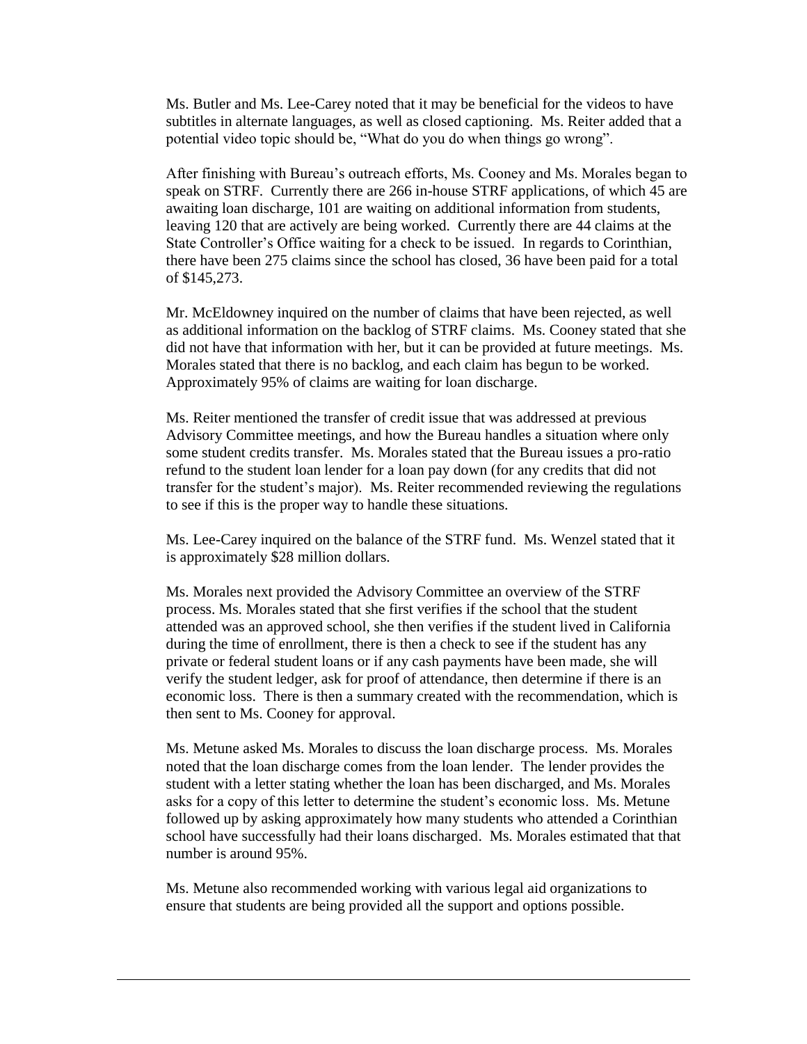Ms. Butler and Ms. Lee-Carey noted that it may be beneficial for the videos to have subtitles in alternate languages, as well as closed captioning. Ms. Reiter added that a potential video topic should be, "What do you do when things go wrong".

After finishing with Bureau's outreach efforts, Ms. Cooney and Ms. Morales began to speak on STRF. Currently there are 266 in-house STRF applications, of which 45 are awaiting loan discharge, 101 are waiting on additional information from students, leaving 120 that are actively are being worked. Currently there are 44 claims at the State Controller's Office waiting for a check to be issued. In regards to Corinthian, there have been 275 claims since the school has closed, 36 have been paid for a total of $145,273.

Mr. McEldowney inquired on the number of claims that have been rejected, as well as additional information on the backlog of STRF claims. Ms. Cooney stated that she did not have that information with her, but it can be provided at future meetings. Ms. Morales stated that there is no backlog, and each claim has begun to be worked. Approximately 95% of claims are waiting for loan discharge.

Ms. Reiter mentioned the transfer of credit issue that was addressed at previous Advisory Committee meetings, and how the Bureau handles a situation where only some student credits transfer. Ms. Morales stated that the Bureau issues a pro-ratio refund to the student loan lender for a loan pay down (for any credits that did not transfer for the student's major). Ms. Reiter recommended reviewing the regulations to see if this is the proper way to handle these situations.

Ms. Lee-Carey inquired on the balance of the STRF fund. Ms. Wenzel stated that it is approximately $28 million dollars.

Ms. Morales next provided the Advisory Committee an overview of the STRF process. Ms. Morales stated that she first verifies if the school that the student attended was an approved school, she then verifies if the student lived in California during the time of enrollment, there is then a check to see if the student has any private or federal student loans or if any cash payments have been made, she will verify the student ledger, ask for proof of attendance, then determine if there is an economic loss. There is then a summary created with the recommendation, which is then sent to Ms. Cooney for approval.

Ms. Metune asked Ms. Morales to discuss the loan discharge process. Ms. Morales noted that the loan discharge comes from the loan lender. The lender provides the student with a letter stating whether the loan has been discharged, and Ms. Morales asks for a copy of this letter to determine the student's economic loss. Ms. Metune followed up by asking approximately how many students who attended a Corinthian school have successfully had their loans discharged. Ms. Morales estimated that that number is around 95%.

Ms. Metune also recommended working with various legal aid organizations to ensure that students are being provided all the support and options possible.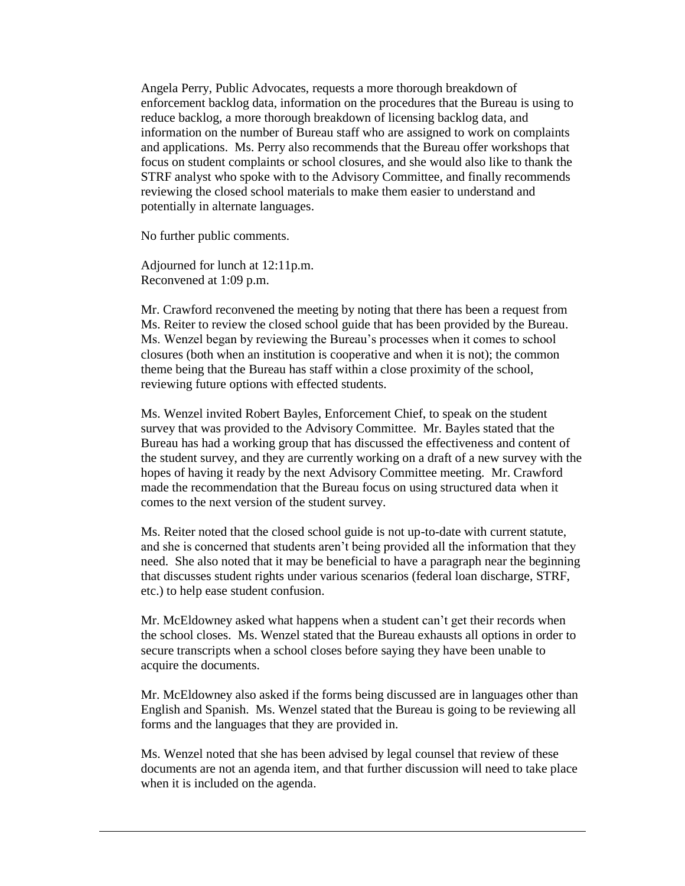Angela Perry, Public Advocates, requests a more thorough breakdown of enforcement backlog data, information on the procedures that the Bureau is using to reduce backlog, a more thorough breakdown of licensing backlog data, and information on the number of Bureau staff who are assigned to work on complaints and applications. Ms. Perry also recommends that the Bureau offer workshops that focus on student complaints or school closures, and she would also like to thank the STRF analyst who spoke with to the Advisory Committee, and finally recommends reviewing the closed school materials to make them easier to understand and potentially in alternate languages.

No further public comments.

Adjourned for lunch at 12:11p.m.
Reconvened at 1:09 p.m.

Mr. Crawford reconvened the meeting by noting that there has been a request from Ms. Reiter to review the closed school guide that has been provided by the Bureau. Ms. Wenzel began by reviewing the Bureau's processes when it comes to school closures (both when an institution is cooperative and when it is not); the common theme being that the Bureau has staff within a close proximity of the school, reviewing future options with effected students.

Ms. Wenzel invited Robert Bayles, Enforcement Chief, to speak on the student survey that was provided to the Advisory Committee. Mr. Bayles stated that the Bureau has had a working group that has discussed the effectiveness and content of the student survey, and they are currently working on a draft of a new survey with the hopes of having it ready by the next Advisory Committee meeting. Mr. Crawford made the recommendation that the Bureau focus on using structured data when it comes to the next version of the student survey.

Ms. Reiter noted that the closed school guide is not up-to-date with current statute, and she is concerned that students aren't being provided all the information that they need. She also noted that it may be beneficial to have a paragraph near the beginning that discusses student rights under various scenarios (federal loan discharge, STRF, etc.) to help ease student confusion.

Mr. McEldowney asked what happens when a student can't get their records when the school closes. Ms. Wenzel stated that the Bureau exhausts all options in order to secure transcripts when a school closes before saying they have been unable to acquire the documents.

Mr. McEldowney also asked if the forms being discussed are in languages other than English and Spanish. Ms. Wenzel stated that the Bureau is going to be reviewing all forms and the languages that they are provided in.

Ms. Wenzel noted that she has been advised by legal counsel that review of these documents are not an agenda item, and that further discussion will need to take place when it is included on the agenda.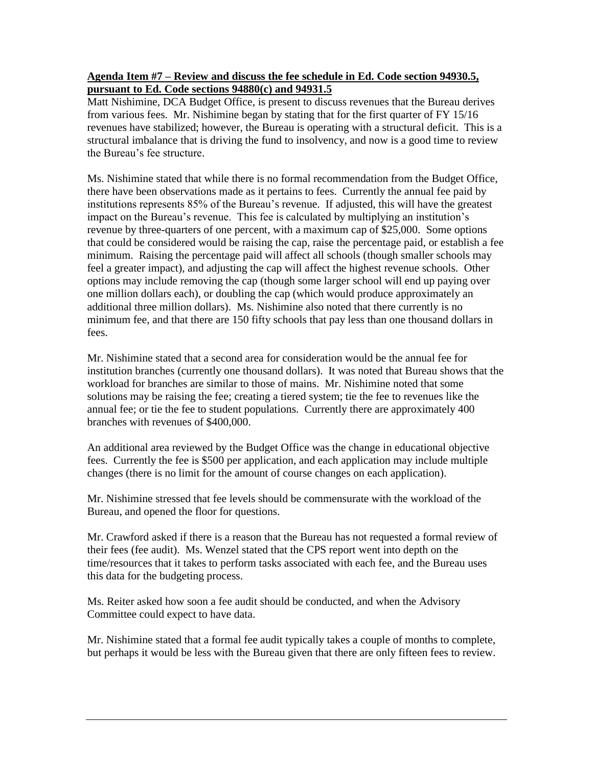**Agenda Item #7 – Review and discuss the fee schedule in Ed. Code section 94930.5, pursuant to Ed. Code sections 94880(c) and 94931.5**

Matt Nishimine, DCA Budget Office, is present to discuss revenues that the Bureau derives from various fees. Mr. Nishimine began by stating that for the first quarter of FY 15/16 revenues have stabilized; however, the Bureau is operating with a structural deficit. This is a structural imbalance that is driving the fund to insolvency, and now is a good time to review the Bureau's fee structure.

Ms. Nishimine stated that while there is no formal recommendation from the Budget Office, there have been observations made as it pertains to fees. Currently the annual fee paid by institutions represents 85% of the Bureau's revenue. If adjusted, this will have the greatest impact on the Bureau's revenue. This fee is calculated by multiplying an institution's revenue by three-quarters of one percent, with a maximum cap of $25,000. Some options that could be considered would be raising the cap, raise the percentage paid, or establish a fee minimum. Raising the percentage paid will affect all schools (though smaller schools may feel a greater impact), and adjusting the cap will affect the highest revenue schools. Other options may include removing the cap (though some larger school will end up paying over one million dollars each), or doubling the cap (which would produce approximately an additional three million dollars). Ms. Nishimine also noted that there currently is no minimum fee, and that there are 150 fifty schools that pay less than one thousand dollars in fees.

Mr. Nishimine stated that a second area for consideration would be the annual fee for institution branches (currently one thousand dollars). It was noted that Bureau shows that the workload for branches are similar to those of mains. Mr. Nishimine noted that some solutions may be raising the fee; creating a tiered system; tie the fee to revenues like the annual fee; or tie the fee to student populations. Currently there are approximately 400 branches with revenues of $400,000.

An additional area reviewed by the Budget Office was the change in educational objective fees. Currently the fee is $500 per application, and each application may include multiple changes (there is no limit for the amount of course changes on each application).

Mr. Nishimine stressed that fee levels should be commensurate with the workload of the Bureau, and opened the floor for questions.

Mr. Crawford asked if there is a reason that the Bureau has not requested a formal review of their fees (fee audit). Ms. Wenzel stated that the CPS report went into depth on the time/resources that it takes to perform tasks associated with each fee, and the Bureau uses this data for the budgeting process.

Ms. Reiter asked how soon a fee audit should be conducted, and when the Advisory Committee could expect to have data.

Mr. Nishimine stated that a formal fee audit typically takes a couple of months to complete, but perhaps it would be less with the Bureau given that there are only fifteen fees to review.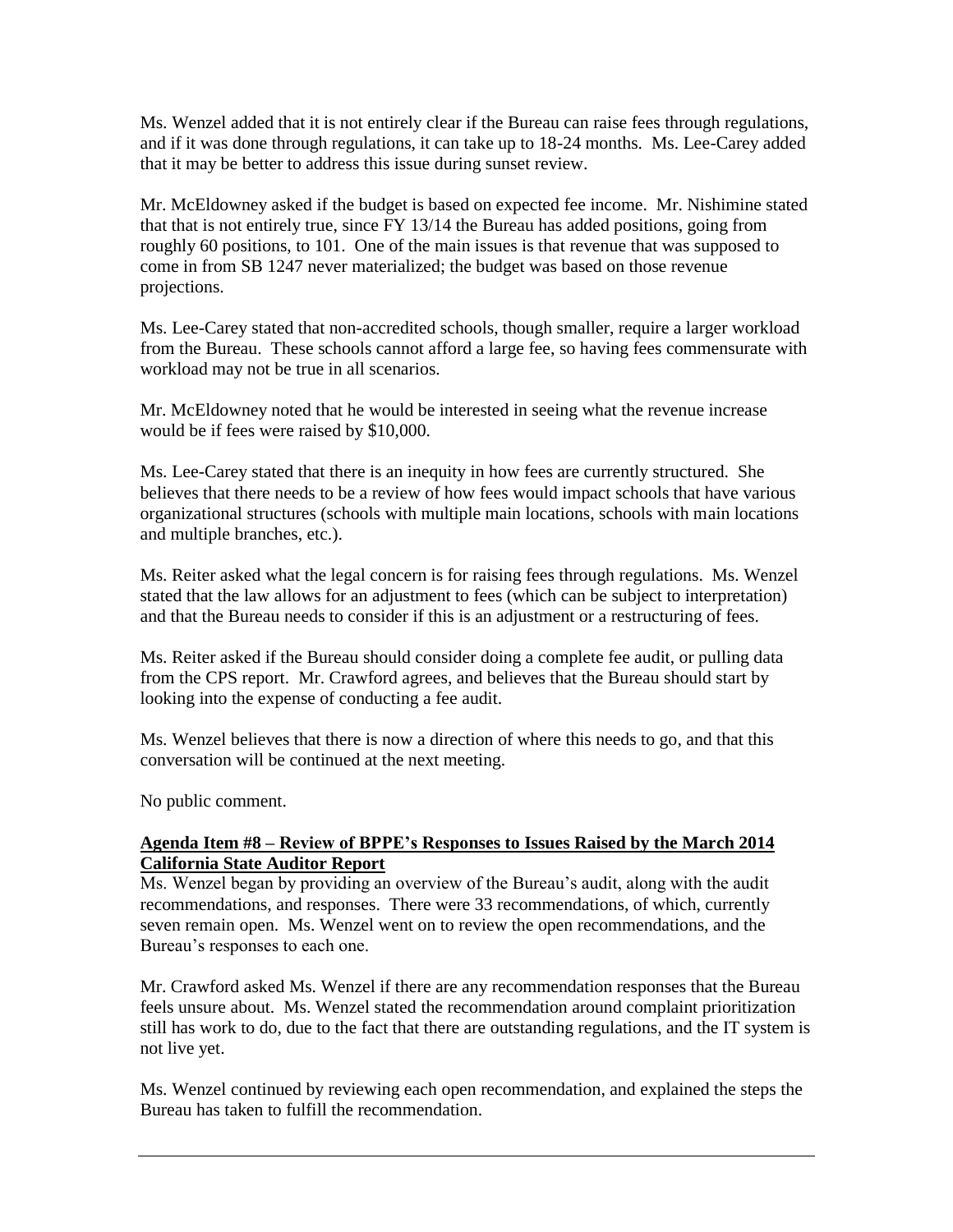Ms. Wenzel added that it is not entirely clear if the Bureau can raise fees through regulations, and if it was done through regulations, it can take up to 18-24 months. Ms. Lee-Carey added that it may be better to address this issue during sunset review.

Mr. McEldowney asked if the budget is based on expected fee income. Mr. Nishimine stated that that is not entirely true, since FY 13/14 the Bureau has added positions, going from roughly 60 positions, to 101. One of the main issues is that revenue that was supposed to come in from SB 1247 never materialized; the budget was based on those revenue projections.

Ms. Lee-Carey stated that non-accredited schools, though smaller, require a larger workload from the Bureau. These schools cannot afford a large fee, so having fees commensurate with workload may not be true in all scenarios.

Mr. McEldowney noted that he would be interested in seeing what the revenue increase would be if fees were raised by $10,000.

Ms. Lee-Carey stated that there is an inequity in how fees are currently structured. She believes that there needs to be a review of how fees would impact schools that have various organizational structures (schools with multiple main locations, schools with main locations and multiple branches, etc.).

Ms. Reiter asked what the legal concern is for raising fees through regulations. Ms. Wenzel stated that the law allows for an adjustment to fees (which can be subject to interpretation) and that the Bureau needs to consider if this is an adjustment or a restructuring of fees.

Ms. Reiter asked if the Bureau should consider doing a complete fee audit, or pulling data from the CPS report. Mr. Crawford agrees, and believes that the Bureau should start by looking into the expense of conducting a fee audit.

Ms. Wenzel believes that there is now a direction of where this needs to go, and that this conversation will be continued at the next meeting.

No public comment.

**Agenda Item #8 – Review of BPPE's Responses to Issues Raised by the March 2014 California State Auditor Report**

Ms. Wenzel began by providing an overview of the Bureau's audit, along with the audit recommendations, and responses. There were 33 recommendations, of which, currently seven remain open. Ms. Wenzel went on to review the open recommendations, and the Bureau's responses to each one.

Mr. Crawford asked Ms. Wenzel if there are any recommendation responses that the Bureau feels unsure about. Ms. Wenzel stated the recommendation around complaint prioritization still has work to do, due to the fact that there are outstanding regulations, and the IT system is not live yet.

Ms. Wenzel continued by reviewing each open recommendation, and explained the steps the Bureau has taken to fulfill the recommendation.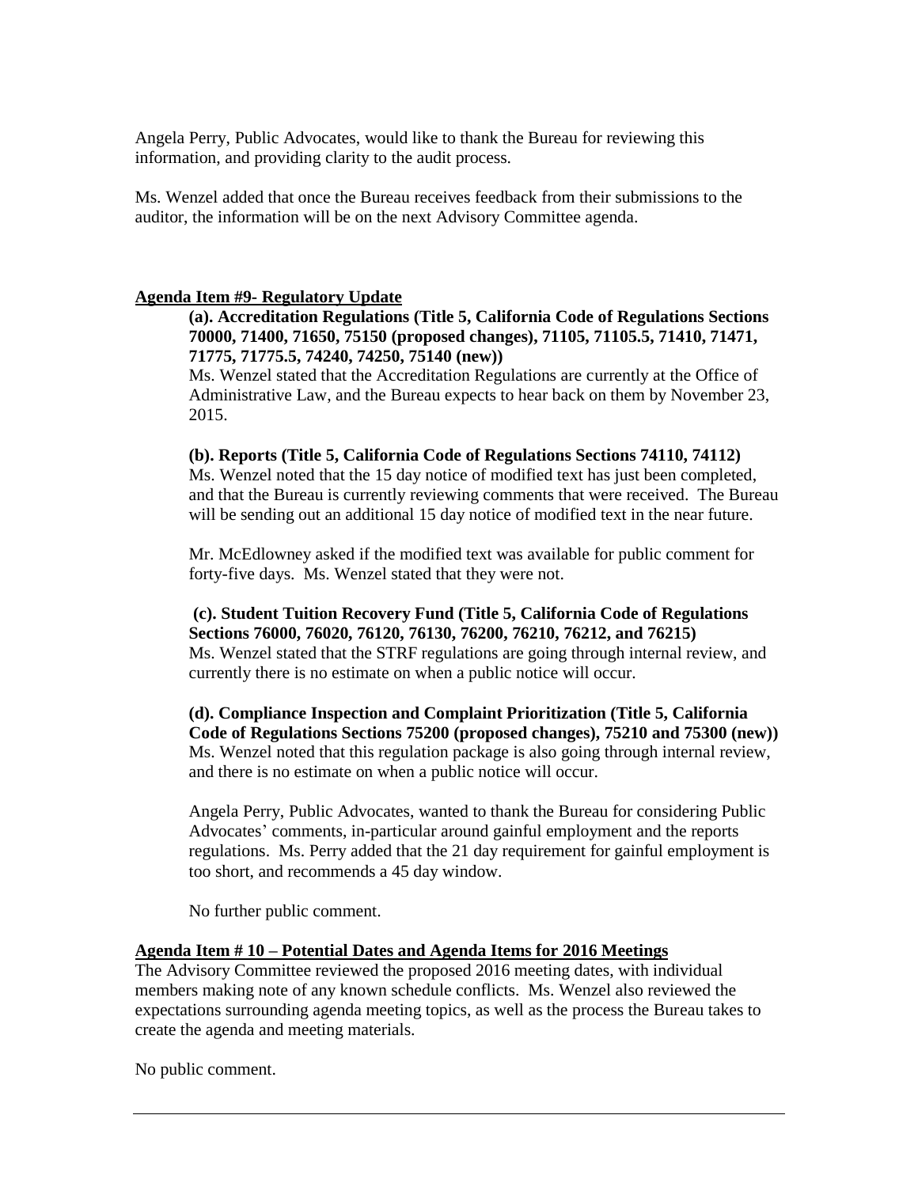Angela Perry, Public Advocates, would like to thank the Bureau for reviewing this information, and providing clarity to the audit process.

Ms. Wenzel added that once the Bureau receives feedback from their submissions to the auditor, the information will be on the next Advisory Committee agenda.

**Agenda Item #9- Regulatory Update**

**(a). Accreditation Regulations (Title 5, California Code of Regulations Sections 70000, 71400, 71650, 75150 (proposed changes), 71105, 71105.5, 71410, 71471, 71775, 71775.5, 74240, 74250, 75140 (new))**

Ms. Wenzel stated that the Accreditation Regulations are currently at the Office of Administrative Law, and the Bureau expects to hear back on them by November 23, 2015.

**(b). Reports (Title 5, California Code of Regulations Sections 74110, 74112)**

Ms. Wenzel noted that the 15 day notice of modified text has just been completed, and that the Bureau is currently reviewing comments that were received. The Bureau will be sending out an additional 15 day notice of modified text in the near future.

Mr. McEdlowney asked if the modified text was available for public comment for forty-five days. Ms. Wenzel stated that they were not.

**(c). Student Tuition Recovery Fund (Title 5, California Code of Regulations Sections 76000, 76020, 76120, 76130, 76200, 76210, 76212, and 76215)**

Ms. Wenzel stated that the STRF regulations are going through internal review, and currently there is no estimate on when a public notice will occur.

**(d). Compliance Inspection and Complaint Prioritization (Title 5, California Code of Regulations Sections 75200 (proposed changes), 75210 and 75300 (new))**

Ms. Wenzel noted that this regulation package is also going through internal review, and there is no estimate on when a public notice will occur.

Angela Perry, Public Advocates, wanted to thank the Bureau for considering Public Advocates' comments, in-particular around gainful employment and the reports regulations. Ms. Perry added that the 21 day requirement for gainful employment is too short, and recommends a 45 day window.

No further public comment.

**Agenda Item # 10 – Potential Dates and Agenda Items for 2016 Meetings**

The Advisory Committee reviewed the proposed 2016 meeting dates, with individual members making note of any known schedule conflicts. Ms. Wenzel also reviewed the expectations surrounding agenda meeting topics, as well as the process the Bureau takes to create the agenda and meeting materials.

No public comment.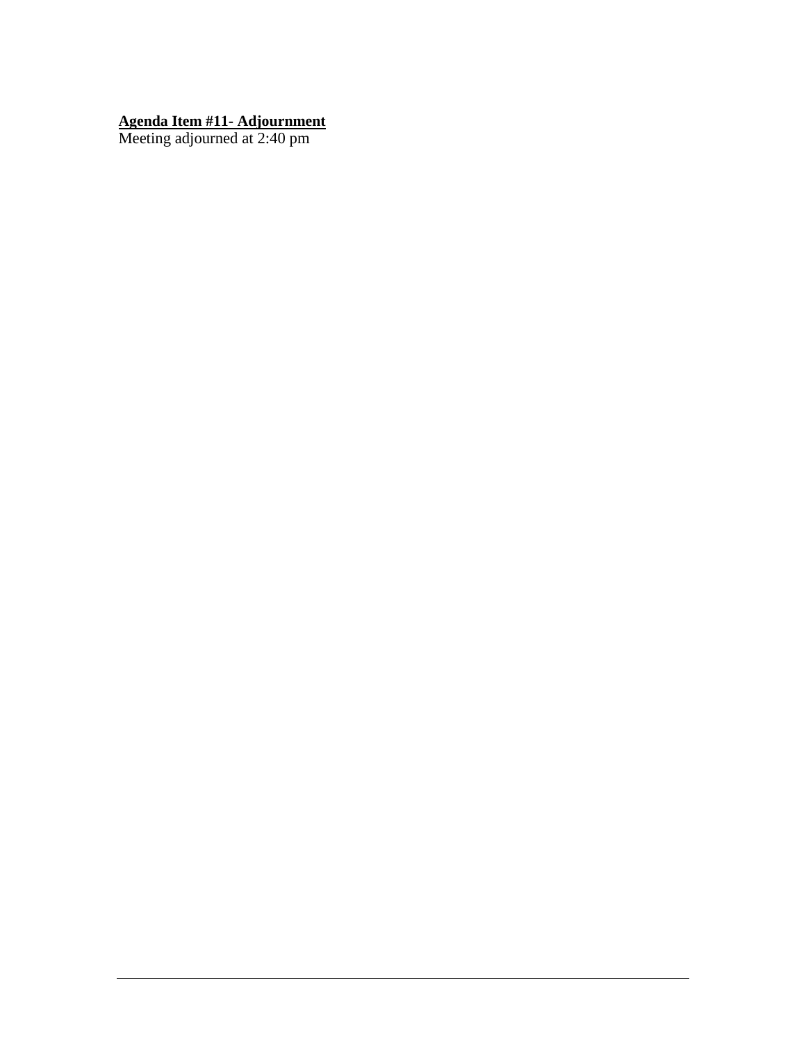**Agenda Item #11- Adjournment**
Meeting adjourned at 2:40 pm